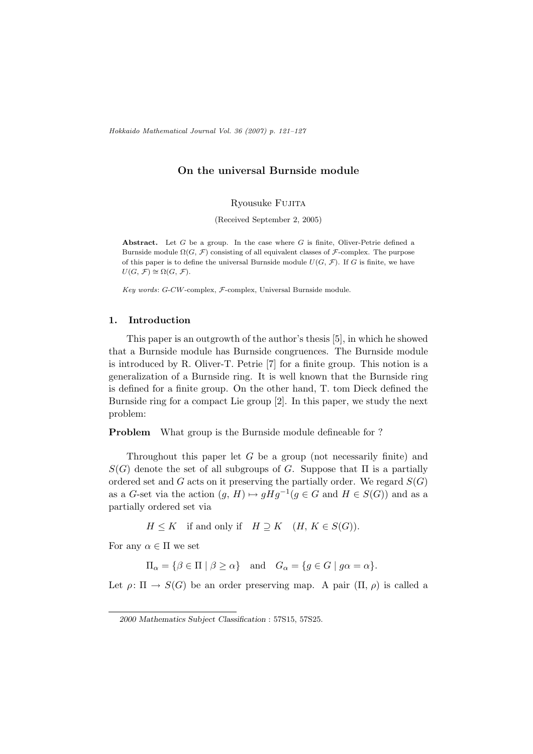# On the universal Burnside module

Ryousuke Fujita

(Received September 2, 2005)

**Abstract.** Let $G$ be a group. In the case where $G$ is finite, Oliver-Petrie defined a Burnside module $\Omega(G, \mathcal{F})$ consisting of all equivalent classes of $\mathcal{F}$-complex. The purpose of this paper is to define the universal Burnside module $U(G, \mathcal{F})$. If $G$ is finite, we have $U(G, \mathcal{F}) \cong \Omega(G, \mathcal{F})$.

*Key words*: $G$-$CW$-complex, $\mathcal{F}$-complex, Universal Burnside module.

## 1. Introduction

This paper is an outgrowth of the author's thesis [5], in which he showed that a Burnside module has Burnside congruences. The Burnside module is introduced by R. Oliver-T. Petrie [7] for a finite group. This notion is a generalization of a Burnside ring. It is well known that the Burnside ring is defined for a finite group. On the other hand, T. tom Dieck defined the Burnside ring for a compact Lie group [2]. In this paper, we study the next problem:

**Problem** What group is the Burnside module defineable for ?

Throughout this paper let $G$ be a group (not necessarily finite) and $S(G)$ denote the set of all subgroups of $G$. Suppose that $\Pi$ is a partially ordered set and $G$ acts on it preserving the partially order. We regard $S(G)$ as a $G$-set via the action $(g, H) \mapsto gHg^{-1}$($g \in G$ and $H \in S(G)$) and as a partially ordered set via

$$H \leq K \quad \text{if and only if} \quad H \supseteq K \quad (H, K \in S(G)).$$

For any $\alpha \in \Pi$ we set

$$\Pi_\alpha = \{\beta \in \Pi \mid \beta \geq \alpha\} \quad \text{and} \quad G_\alpha = \{g \in G \mid g\alpha = \alpha\}.$$

Let $\rho\colon \Pi \to S(G)$ be an order preserving map. A pair $(\Pi, \rho)$ is called a

---

*2000 Mathematics Subject Classification* : 57S15, 57S25.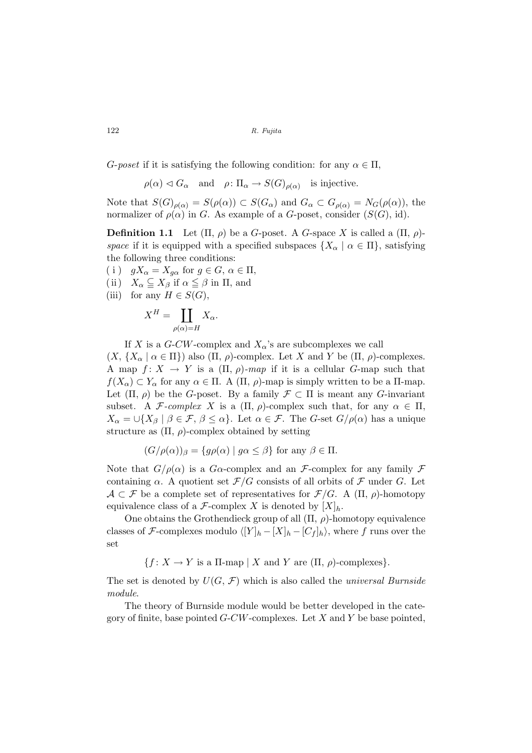*G-poset* if it is satisfying the following condition: for any $\alpha \in \Pi$,

$$\rho(\alpha) \lhd G_\alpha \quad \text{and} \quad \rho\colon \Pi_\alpha \to S(G)_{\rho(\alpha)} \quad \text{is injective.}$$

Note that $S(G)_{\rho(\alpha)} = S(\rho(\alpha)) \subset S(G_\alpha)$ and $G_\alpha \subset G_{\rho(\alpha)} = N_G(\rho(\alpha))$, the normalizer of $\rho(\alpha)$ in $G$. As example of a $G$-poset, consider $(S(G), \mathrm{id})$.

**Definition 1.1** Let $(\Pi, \rho)$ be a $G$-poset. A $G$-space $X$ is called a $(\Pi, \rho)$-*space* if it is equipped with a specified subspaces $\{X_\alpha \mid \alpha \in \Pi\}$, satisfying the following three conditions:

( i ) $gX_\alpha = X_{g\alpha}$ for $g \in G$, $\alpha \in \Pi$,

(ii) $X_\alpha \subseteqq X_\beta$ if $\alpha \leqq \beta$ in $\Pi$, and

(iii) for any $H \in S(G)$,

$$X^H = \coprod_{\rho(\alpha)=H} X_\alpha.$$

If $X$ is a $G$-$CW$-complex and $X_\alpha$'s are subcomplexes we call $(X, \{X_\alpha \mid \alpha \in \Pi\})$ also $(\Pi, \rho)$-complex. Let $X$ and $Y$ be $(\Pi, \rho)$-complexes. A map $f\colon X \to Y$ is a $(\Pi, \rho)$-*map* if it is a cellular $G$-map such that $f(X_\alpha) \subset Y_\alpha$ for any $\alpha \in \Pi$. A $(\Pi, \rho)$-map is simply written to be a $\Pi$-map. Let $(\Pi, \rho)$ be the $G$-poset. By a family $\mathcal{F} \subset \Pi$ is meant any $G$-invariant subset. A $\mathcal{F}$-*complex* $X$ is a $(\Pi, \rho)$-complex such that, for any $\alpha \in \Pi$, $X_\alpha = \cup\{X_\beta \mid \beta \in \mathcal{F}, \beta \leq \alpha\}$. Let $\alpha \in \mathcal{F}$. The $G$-set $G/\rho(\alpha)$ has a unique structure as $(\Pi, \rho)$-complex obtained by setting

$$(G/\rho(\alpha))_\beta = \{g\rho(\alpha) \mid g\alpha \leq \beta\} \text{ for any } \beta \in \Pi.$$

Note that $G/\rho(\alpha)$ is a $G\alpha$-complex and an $\mathcal{F}$-complex for any family $\mathcal{F}$ containing $\alpha$. A quotient set $\mathcal{F}/G$ consists of all orbits of $\mathcal{F}$ under $G$. Let $\mathcal{A} \subset \mathcal{F}$ be a complete set of representatives for $\mathcal{F}/G$. A $(\Pi, \rho)$-homotopy equivalence class of a $\mathcal{F}$-complex $X$ is denoted by $[X]_h$.

One obtains the Grothendieck group of all $(\Pi, \rho)$-homotopy equivalence classes of $\mathcal{F}$-complexes modulo $\langle [Y]_h - [X]_h - [C_f]_h \rangle$, where $f$ runs over the set

$$\{f\colon X \to Y \text{ is a } \Pi\text{-map} \mid X \text{ and } Y \text{ are } (\Pi, \rho)\text{-complexes}\}.$$

The set is denoted by $U(G, \mathcal{F})$ which is also called the *universal Burnside module*.

The theory of Burnside module would be better developed in the category of finite, base pointed $G$-$CW$-complexes. Let $X$ and $Y$ be base pointed,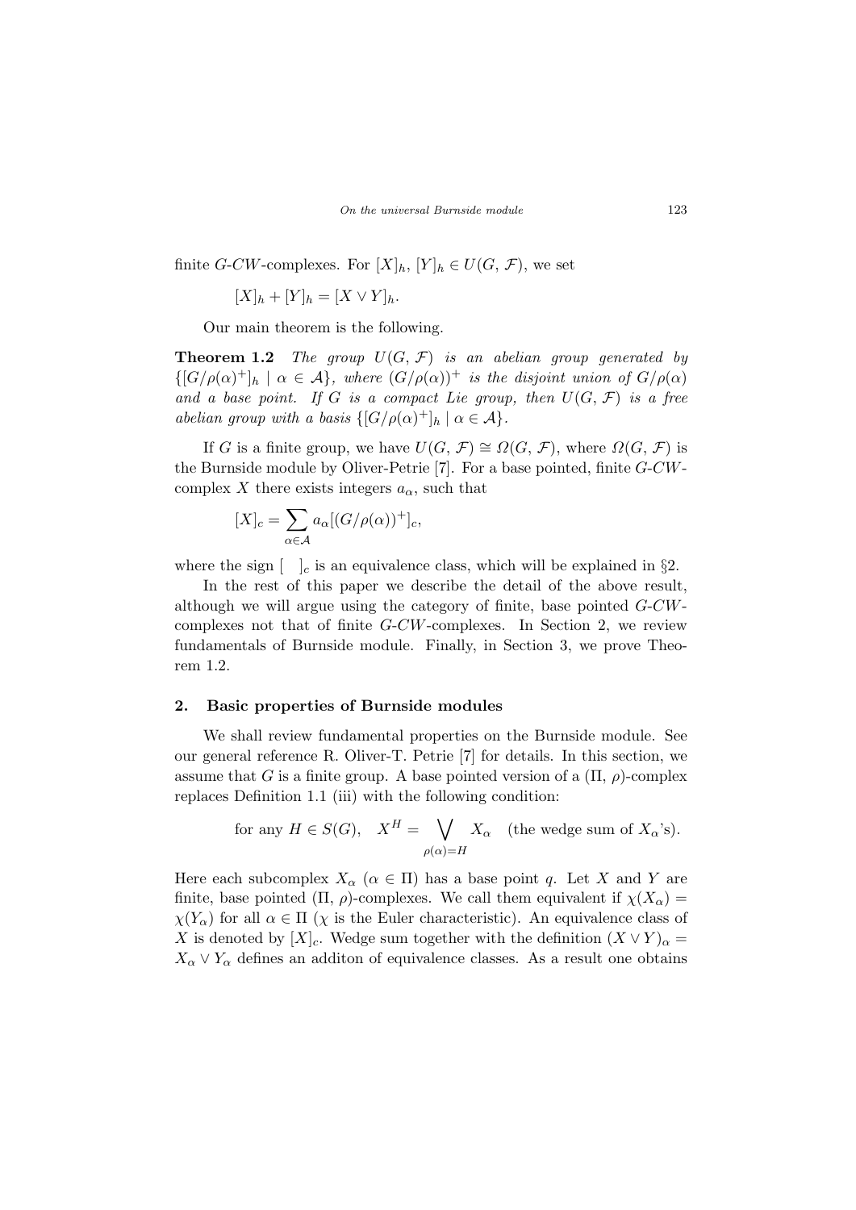finite $G$-$CW$-complexes. For $[X]_h, [Y]_h \in U(G, \mathcal{F})$, we set

$$[X]_h + [Y]_h = [X \vee Y]_h.$$

Our main theorem is the following.

**Theorem 1.2** *The group $U(G, \mathcal{F})$ is an abelian group generated by $\{[G/\rho(\alpha)^+]_h \mid \alpha \in \mathcal{A}\}$, where $(G/\rho(\alpha))^+$ is the disjoint union of $G/\rho(\alpha)$ and a base point. If $G$ is a compact Lie group, then $U(G, \mathcal{F})$ is a free abelian group with a basis $\{[G/\rho(\alpha)^+]_h \mid \alpha \in \mathcal{A}\}$.*

If $G$ is a finite group, we have $U(G, \mathcal{F}) \cong \Omega(G, \mathcal{F})$, where $\Omega(G, \mathcal{F})$ is the Burnside module by Oliver-Petrie [7]. For a base pointed, finite $G$-$CW$-complex $X$ there exists integers $a_\alpha$, such that

$$[X]_c = \sum_{\alpha \in \mathcal{A}} a_\alpha [(G/\rho(\alpha))^+]_c,$$

where the sign $[\quad]_c$ is an equivalence class, which will be explained in §2.

In the rest of this paper we describe the detail of the above result, although we will argue using the category of finite, base pointed $G$-$CW$-complexes not that of finite $G$-$CW$-complexes. In Section 2, we review fundamentals of Burnside module. Finally, in Section 3, we prove Theorem 1.2.

## 2. Basic properties of Burnside modules

We shall review fundamental properties on the Burnside module. See our general reference R. Oliver-T. Petrie [7] for details. In this section, we assume that $G$ is a finite group. A base pointed version of a $(\Pi, \rho)$-complex replaces Definition 1.1 (iii) with the following condition:

$$\text{for any } H \in S(G), \quad X^H = \bigvee_{\rho(\alpha)=H} X_\alpha \quad \text{(the wedge sum of } X_\alpha\text{'s)}.$$

Here each subcomplex $X_\alpha$ ($\alpha \in \Pi$) has a base point $q$. Let $X$ and $Y$ are finite, base pointed $(\Pi, \rho)$-complexes. We call them equivalent if $\chi(X_\alpha) = \chi(Y_\alpha)$ for all $\alpha \in \Pi$ ($\chi$ is the Euler characteristic). An equivalence class of $X$ is denoted by $[X]_c$. Wedge sum together with the definition $(X \vee Y)_\alpha = X_\alpha \vee Y_\alpha$ defines an additon of equivalence classes. As a result one obtains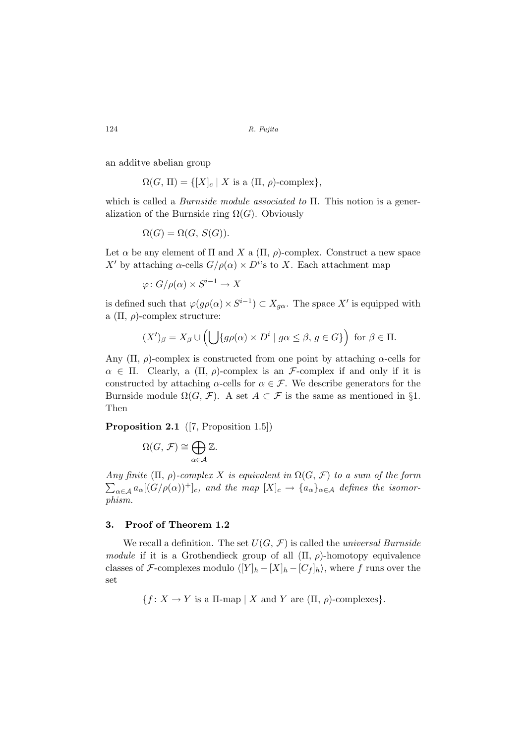an additve abelian group

$$\Omega(G, \Pi) = \{[X]_c \mid X \text{ is a } (\Pi, \rho)\text{-complex}\},$$

which is called a *Burnside module associated to* $\Pi$. This notion is a generalization of the Burnside ring $\Omega(G)$. Obviously

$$\Omega(G) = \Omega(G, S(G)).$$

Let $\alpha$ be any element of $\Pi$ and $X$ a $(\Pi, \rho)$-complex. Construct a new space $X'$ by attaching $\alpha$-cells $G/\rho(\alpha) \times D^i$'s to $X$. Each attachment map

$$\varphi\colon G/\rho(\alpha) \times S^{i-1} \to X$$

is defined such that $\varphi(g\rho(\alpha) \times S^{i-1}) \subset X_{g\alpha}$. The space $X'$ is equipped with a $(\Pi, \rho)$-complex structure:

$$(X')_\beta = X_\beta \cup \Big(\bigcup\{g\rho(\alpha) \times D^i \mid g\alpha \leq \beta,\, g \in G\}\Big) \text{ for } \beta \in \Pi.$$

Any $(\Pi, \rho)$-complex is constructed from one point by attaching $\alpha$-cells for $\alpha \in \Pi$. Clearly, a $(\Pi, \rho)$-complex is an $\mathcal{F}$-complex if and only if it is constructed by attaching $\alpha$-cells for $\alpha \in \mathcal{F}$. We describe generators for the Burnside module $\Omega(G, \mathcal{F})$. A set $A \subset \mathcal{F}$ is the same as mentioned in §1. Then

**Proposition 2.1** ([7, Proposition 1.5])

$$\Omega(G, \mathcal{F}) \cong \bigoplus_{\alpha \in \mathcal{A}} \mathbb{Z}.$$

*Any finite* $(\Pi, \rho)$*-complex* $X$ *is equivalent in* $\Omega(G, \mathcal{F})$ *to a sum of the form* $\sum_{\alpha \in \mathcal{A}} a_\alpha [(G/\rho(\alpha))^+]_c$*, and the map* $[X]_c \to \{a_\alpha\}_{\alpha \in \mathcal{A}}$ *defines the isomorphism.*

## 3. Proof of Theorem 1.2

We recall a definition. The set $U(G, \mathcal{F})$ is called the *universal Burnside module* if it is a Grothendieck group of all $(\Pi, \rho)$-homotopy equivalence classes of $\mathcal{F}$-complexes modulo $\langle [Y]_h - [X]_h - [C_f]_h \rangle$, where $f$ runs over the set

$$\{f\colon X \to Y \text{ is a } \Pi\text{-map} \mid X \text{ and } Y \text{ are } (\Pi, \rho)\text{-complexes}\}.$$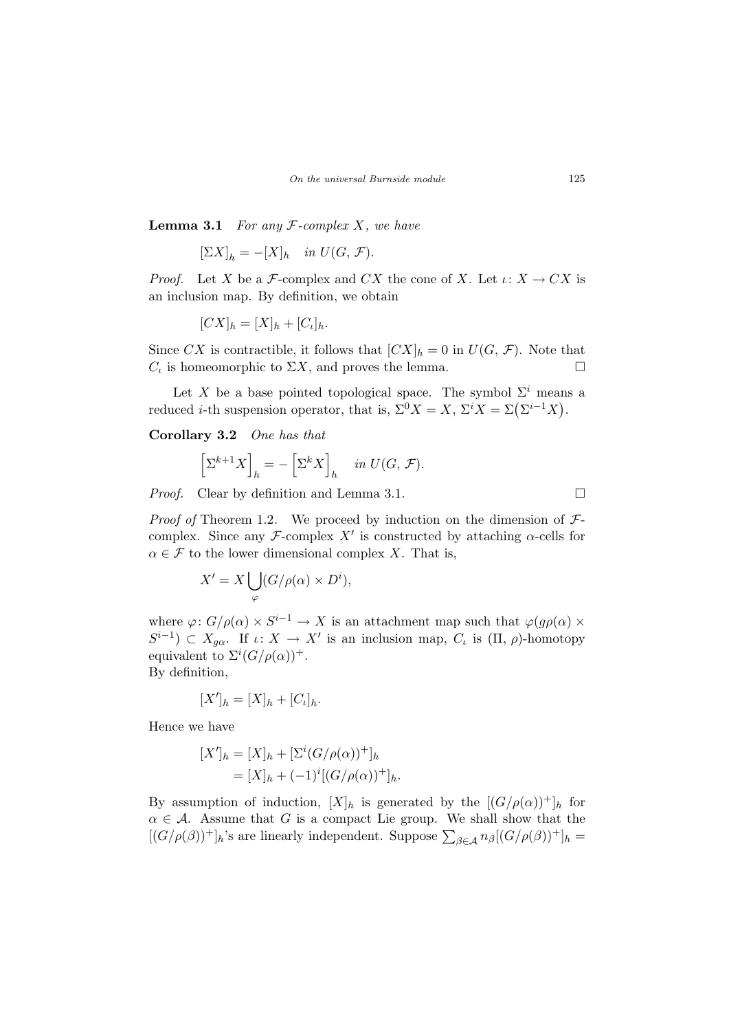**Lemma 3.1** *For any $\mathcal{F}$-complex $X$, we have*

$$[\Sigma X]_h = -[X]_h \quad \textit{in } U(G, \mathcal{F}).$$

*Proof.* Let $X$ be a $\mathcal{F}$-complex and $CX$ the cone of $X$. Let $\iota\colon X \to CX$ is an inclusion map. By definition, we obtain

$$[CX]_h = [X]_h + [C_\iota]_h.$$

Since $CX$ is contractible, it follows that $[CX]_h = 0$ in $U(G, \mathcal{F})$. Note that $C_\iota$ is homeomorphic to $\Sigma X$, and proves the lemma. □

Let $X$ be a base pointed topological space. The symbol $\Sigma^i$ means a reduced $i$-th suspension operator, that is, $\Sigma^0 X = X$, $\Sigma^i X = \Sigma\big(\Sigma^{i-1} X\big)$.

**Corollary 3.2** *One has that*

$$\Big[\Sigma^{k+1} X\Big]_h = -\Big[\Sigma^k X\Big]_h \quad \textit{in } U(G, \mathcal{F}).$$

*Proof.* Clear by definition and Lemma 3.1. □

*Proof of* Theorem 1.2. We proceed by induction on the dimension of $\mathcal{F}$-complex. Since any $\mathcal{F}$-complex $X'$ is constructed by attaching $\alpha$-cells for $\alpha \in \mathcal{F}$ to the lower dimensional complex $X$. That is,

$$X' = X \bigcup_{\varphi} (G/\rho(\alpha) \times D^i),$$

where $\varphi\colon G/\rho(\alpha) \times S^{i-1} \to X$ is an attachment map such that $\varphi(g\rho(\alpha) \times S^{i-1}) \subset X_{g\alpha}$. If $\iota\colon X \to X'$ is an inclusion map, $C_\iota$ is $(\Pi, \rho)$-homotopy equivalent to $\Sigma^i (G/\rho(\alpha))^+$.
By definition,

$$[X']_h = [X]_h + [C_\iota]_h.$$

Hence we have

$$\begin{aligned}
[X']_h &= [X]_h + [\Sigma^i (G/\rho(\alpha))^+]_h \\
&= [X]_h + (-1)^i [(G/\rho(\alpha))^+]_h.
\end{aligned}$$

By assumption of induction, $[X]_h$ is generated by the $[(G/\rho(\alpha))^+]_h$ for $\alpha \in \mathcal{A}$. Assume that $G$ is a compact Lie group. We shall show that the $[(G/\rho(\beta))^+]_h$'s are linearly independent. Suppose $\sum_{\beta \in \mathcal{A}} n_\beta [(G/\rho(\beta))^+]_h =$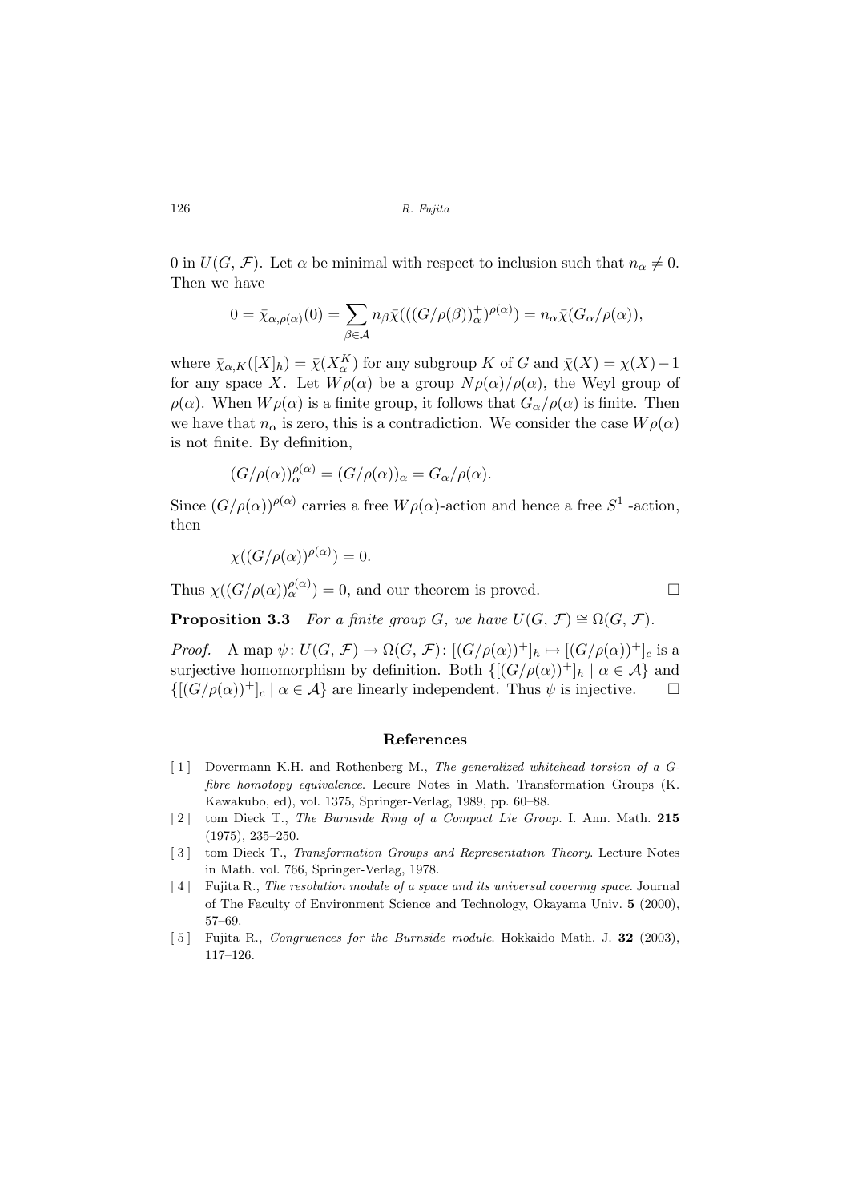0 in $U(G, \mathcal{F})$. Let $\alpha$ be minimal with respect to inclusion such that $n_\alpha \neq 0$. Then we have

$$0 = \bar{\chi}_{\alpha,\rho(\alpha)}(0) = \sum_{\beta \in \mathcal{A}} n_\beta \bar{\chi}(((G/\rho(\beta))_\alpha^+)^{\rho(\alpha)}) = n_\alpha \bar{\chi}(G_\alpha/\rho(\alpha)),$$

where $\bar{\chi}_{\alpha,K}([X]_h) = \bar{\chi}(X_\alpha^K)$ for any subgroup $K$ of $G$ and $\bar{\chi}(X) = \chi(X) - 1$ for any space $X$. Let $W\rho(\alpha)$ be a group $N\rho(\alpha)/\rho(\alpha)$, the Weyl group of $\rho(\alpha)$. When $W\rho(\alpha)$ is a finite group, it follows that $G_\alpha/\rho(\alpha)$ is finite. Then we have that $n_\alpha$ is zero, this is a contradiction. We consider the case $W\rho(\alpha)$ is not finite. By definition,

$$(G/\rho(\alpha))_\alpha^{\rho(\alpha)} = (G/\rho(\alpha))_\alpha = G_\alpha/\rho(\alpha).$$

Since $(G/\rho(\alpha))^{\rho(\alpha)}$ carries a free $W\rho(\alpha)$-action and hence a free $S^1$ -action, then

$$\chi((G/\rho(\alpha))^{\rho(\alpha)}) = 0.$$

Thus $\chi((G/\rho(\alpha))_\alpha^{\rho(\alpha)}) = 0$, and our theorem is proved. □

**Proposition 3.3** *For a finite group $G$, we have $U(G, \mathcal{F}) \cong \Omega(G, \mathcal{F})$.*

*Proof.* A map $\psi\colon U(G, \mathcal{F}) \to \Omega(G, \mathcal{F})\colon [(G/\rho(\alpha))^+]_h \mapsto [(G/\rho(\alpha))^+]_c$ is a surjective homomorphism by definition. Both $\{[(G/\rho(\alpha))^+]_h \mid \alpha \in \mathcal{A}\}$ and $\{[(G/\rho(\alpha))^+]_c \mid \alpha \in \mathcal{A}\}$ are linearly independent. Thus $\psi$ is injective. □

## References

[1] Dovermann K.H. and Rothenberg M., *The generalized whitehead torsion of a G-fibre homotopy equivalence*. Lecure Notes in Math. Transformation Groups (K. Kawakubo, ed), vol. 1375, Springer-Verlag, 1989, pp. 60–88.

[2] tom Dieck T., *The Burnside Ring of a Compact Lie Group*. I. Ann. Math. **215** (1975), 235–250.

[3] tom Dieck T., *Transformation Groups and Representation Theory*. Lecture Notes in Math. vol. 766, Springer-Verlag, 1978.

[4] Fujita R., *The resolution module of a space and its universal covering space*. Journal of The Faculty of Environment Science and Technology, Okayama Univ. **5** (2000), 57–69.

[5] Fujita R., *Congruences for the Burnside module*. Hokkaido Math. J. **32** (2003), 117–126.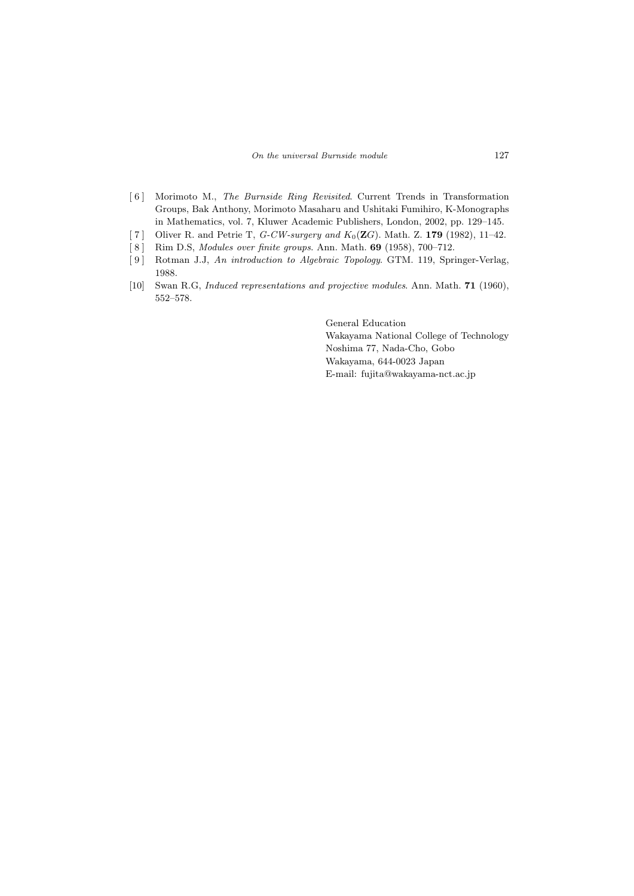[6] Morimoto M., *The Burnside Ring Revisited*. Current Trends in Transformation Groups, Bak Anthony, Morimoto Masaharu and Ushitaki Fumihiro, K-Monographs in Mathematics, vol. 7, Kluwer Academic Publishers, London, 2002, pp. 129–145.

[7] Oliver R. and Petrie T, *G-CW-surgery and* $K_0(\mathbf{Z}G)$. Math. Z. **179** (1982), 11–42.

[8] Rim D.S, *Modules over finite groups*. Ann. Math. **69** (1958), 700–712.

[9] Rotman J.J, *An introduction to Algebraic Topology*. GTM. 119, Springer-Verlag, 1988.

[10] Swan R.G, *Induced representations and projective modules*. Ann. Math. **71** (1960), 552–578.

General Education
Wakayama National College of Technology
Noshima 77, Nada-Cho, Gobo
Wakayama, 644-0023 Japan
E-mail: fujita@wakayama-nct.ac.jp